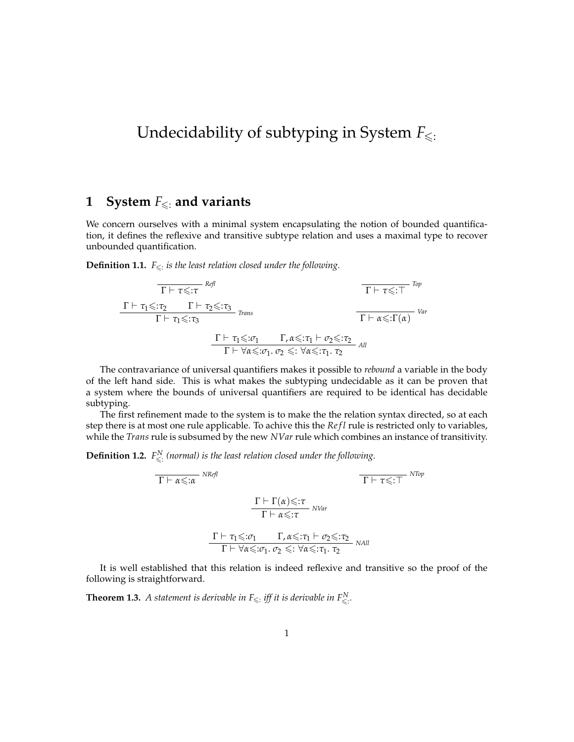# Undecidability of subtyping in System $F_{\leqslant:}$

## 1 System $F_{\leqslant:}$ and variants

We concern ourselves with a minimal system encapsulating the notion of bounded quantification, it defines the reflexive and transitive subtype relation and uses a maximal type to recover unbounded quantification.

**Definition 1.1.** *$F_{\leqslant:}$ is the least relation closed under the following.*

$$\frac{}{\Gamma \vdash \tau \leqslant: \tau}\ \textit{Refl} \qquad\qquad \frac{}{\Gamma \vdash \tau \leqslant: \top}\ \textit{Top}$$

$$\frac{\Gamma \vdash \tau_1 \leqslant: \tau_2 \qquad \Gamma \vdash \tau_2 \leqslant: \tau_3}{\Gamma \vdash \tau_1 \leqslant: \tau_3}\ \textit{Trans} \qquad\qquad \frac{}{\Gamma \vdash \alpha \leqslant: \Gamma(\alpha)}\ \textit{Var}$$

$$\frac{\Gamma \vdash \tau_1 \leqslant: \sigma_1 \qquad \Gamma, \alpha \leqslant: \tau_1 \vdash \sigma_2 \leqslant: \tau_2}{\Gamma \vdash \forall \alpha \leqslant: \sigma_1.\ \sigma_2 \leqslant: \forall \alpha \leqslant: \tau_1.\ \tau_2}\ \textit{All}$$

The contravariance of universal quantifiers makes it possible to *rebound* a variable in the body of the left hand side. This is what makes the subtyping undecidable as it can be proven that a system where the bounds of universal quantifiers are required to be identical has decidable subtyping.

The first refinement made to the system is to make the the relation syntax directed, so at each step there is at most one rule applicable. To achive this the *Refl* rule is restricted only to variables, while the *Trans* rule is subsumed by the new *NVar* rule which combines an instance of transitivity.

**Definition 1.2.** *$F^N_{\leqslant:}$ (normal) is the least relation closed under the following.*

$$\frac{}{\Gamma \vdash \alpha \leqslant: \alpha}\ \textit{NRefl} \qquad\qquad \frac{}{\Gamma \vdash \tau \leqslant: \top}\ \textit{NTop}$$

$$\frac{\Gamma \vdash \Gamma(\alpha) \leqslant: \tau}{\Gamma \vdash \alpha \leqslant: \tau}\ \textit{NVar}$$

$$\frac{\Gamma \vdash \tau_1 \leqslant: \sigma_1 \qquad \Gamma, \alpha \leqslant: \tau_1 \vdash \sigma_2 \leqslant: \tau_2}{\Gamma \vdash \forall \alpha \leqslant: \sigma_1.\ \sigma_2 \leqslant: \forall \alpha \leqslant: \tau_1.\ \tau_2}\ \textit{NAll}$$

It is well established that this relation is indeed reflexive and transitive so the proof of the following is straightforward.

**Theorem 1.3.** *A statement is derivable in $F_{\leqslant:}$ iff it is derivable in $F^N_{\leqslant:}$.*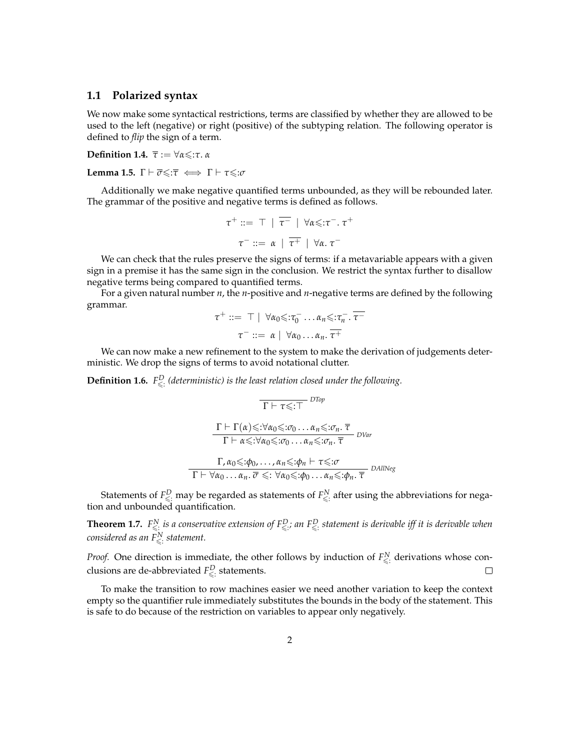## 1.1 Polarized syntax

We now make some syntactical restrictions, terms are classified by whether they are allowed to be used to the left (negative) or right (positive) of the subtyping relation. The following operator is defined to *flip* the sign of a term.

**Definition 1.4.** $\overline{\tau} := \forall \alpha \leqslant: \tau.\ \alpha$

**Lemma 1.5.** $\Gamma \vdash \overline{\sigma} \leqslant: \overline{\tau} \iff \Gamma \vdash \tau \leqslant: \sigma$

Additionally we make negative quantified terms unbounded, as they will be rebounded later. The grammar of the positive and negative terms is defined as follows.

$$\tau^+ ::= \top \mid \overline{\tau^-} \mid \forall \alpha \leqslant: \tau^-.\ \tau^+$$

$$\tau^- ::= \alpha \mid \overline{\tau^+} \mid \forall \alpha.\ \tau^-$$

We can check that the rules preserve the signs of terms: if a metavariable appears with a given sign in a premise it has the same sign in the conclusion. We restrict the syntax further to disallow negative terms being compared to quantified terms.

For a given natural number $n$, the $n$-positive and $n$-negative terms are defined by the following grammar.

$$\tau^+ ::= \top \mid \forall \alpha_0 \leqslant: \tau_0^- \ldots \alpha_n \leqslant: \tau_n^-.\ \overline{\tau^-}$$

$$\tau^- ::= \alpha \mid \forall \alpha_0 \ldots \alpha_n.\ \overline{\tau^+}$$

We can now make a new refinement to the system to make the derivation of judgements deterministic. We drop the signs of terms to avoid notational clutter.

**Definition 1.6.** *$F^D_{\leqslant:}$ (deterministic) is the least relation closed under the following.*

$$\frac{}{\Gamma \vdash \tau \leqslant: \top}\ \textit{DTop}$$

$$\frac{\Gamma \vdash \Gamma(\alpha) \leqslant: \forall \alpha_0 \leqslant: \sigma_0 \ldots \alpha_n \leqslant: \sigma_n.\ \overline{\tau}}{\Gamma \vdash \alpha \leqslant: \forall \alpha_0 \leqslant: \sigma_0 \ldots \alpha_n \leqslant: \sigma_n.\ \overline{\tau}}\ \textit{DVar}$$

$$\frac{\Gamma, \alpha_0 \leqslant: \phi_0, \ldots, \alpha_n \leqslant: \phi_n \vdash \tau \leqslant: \sigma}{\Gamma \vdash \forall \alpha_0 \ldots \alpha_n.\ \overline{\sigma} \leqslant: \forall \alpha_0 \leqslant: \phi_0 \ldots \alpha_n \leqslant: \phi_n.\ \overline{\tau}}\ \textit{DAllNeg}$$

Statements of $F^D_{\leqslant:}$ may be regarded as statements of $F^N_{\leqslant:}$ after using the abbreviations for negation and unbounded quantification.

**Theorem 1.7.** *$F^N_{\leqslant:}$ is a conservative extension of $F^D_{\leqslant:}$; an $F^D_{\leqslant:}$ statement is derivable iff it is derivable when considered as an $F^N_{\leqslant:}$ statement.*

*Proof.* One direction is immediate, the other follows by induction of $F^N_{\leqslant:}$ derivations whose conclusions are de-abbreviated $F^D_{\leqslant:}$ statements. □

To make the transition to row machines easier we need another variation to keep the context empty so the quantifier rule immediately substitutes the bounds in the body of the statement. This is safe to do because of the restriction on variables to appear only negatively.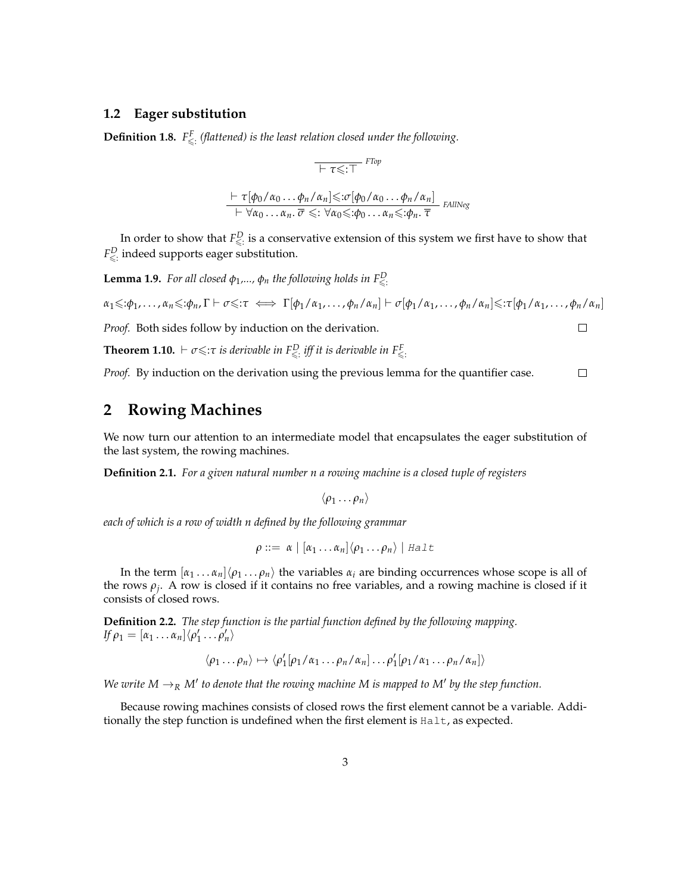### 1.2 Eager substitution

**Definition 1.8.** *$F^F_{\leqslant:}$ (flattened) is the least relation closed under the following.*

$$\frac{}{\vdash \tau \leqslant: \top}\ \textit{FTop}$$

$$\frac{\vdash \tau[\phi_0/\alpha_0 \ldots \phi_n/\alpha_n] \leqslant: \sigma[\phi_0/\alpha_0 \ldots \phi_n/\alpha_n]}{\vdash \forall \alpha_0 \ldots \alpha_n.\, \overline{\sigma} \leqslant: \forall \alpha_0 \leqslant: \phi_0 \ldots \alpha_n \leqslant: \phi_n.\, \overline{\tau}}\ \textit{FAllNeg}$$

In order to show that $F^D_{\leqslant:}$ is a conservative extension of this system we first have to show that $F^D_{\leqslant:}$ indeed supports eager substitution.

**Lemma 1.9.** *For all closed $\phi_1$,..., $\phi_n$ the following holds in $F^D_{\leqslant:}$*

$$\alpha_1 \leqslant: \phi_1, \ldots, \alpha_n \leqslant: \phi_n, \Gamma \vdash \sigma \leqslant: \tau \iff \Gamma[\phi_1/\alpha_1, \ldots, \phi_n/\alpha_n] \vdash \sigma[\phi_1/\alpha_1, \ldots, \phi_n/\alpha_n] \leqslant: \tau[\phi_1/\alpha_1, \ldots, \phi_n/\alpha_n]$$

*Proof.* Both sides follow by induction on the derivation. $\square$

**Theorem 1.10.** *$\vdash \sigma \leqslant: \tau$ is derivable in $F^D_{\leqslant:}$ iff it is derivable in $F^F_{\leqslant:}$.*

*Proof.* By induction on the derivation using the previous lemma for the quantifier case. $\square$

## 2 Rowing Machines

We now turn our attention to an intermediate model that encapsulates the eager substitution of the last system, the rowing machines.

**Definition 2.1.** *For a given natural number n a rowing machine is a closed tuple of registers*

$$\langle \rho_1 \ldots \rho_n \rangle$$

*each of which is a row of width n defined by the following grammar*

$$\rho ::= \alpha \mid [\alpha_1 \ldots \alpha_n]\langle \rho_1 \ldots \rho_n \rangle \mid \texttt{Halt}$$

In the term $[\alpha_1 \ldots \alpha_n]\langle \rho_1 \ldots \rho_n \rangle$ the variables $\alpha_i$ are binding occurrences whose scope is all of the rows $\rho_j$. A row is closed if it contains no free variables, and a rowing machine is closed if it consists of closed rows.

**Definition 2.2.** *The step function is the partial function defined by the following mapping. If $\rho_1 = [\alpha_1 \ldots \alpha_n]\langle \rho'_1 \ldots \rho'_n \rangle$*

$$\langle \rho_1 \ldots \rho_n \rangle \mapsto \langle \rho'_1[\rho_1/\alpha_1 \ldots \rho_n/\alpha_n] \ldots \rho'_1[\rho_1/\alpha_1 \ldots \rho_n/\alpha_n] \rangle$$

*We write $M \to_R M'$ to denote that the rowing machine $M$ is mapped to $M'$ by the step function.*

Because rowing machines consists of closed rows the first element cannot be a variable. Additionally the step function is undefined when the first element is `Halt`, as expected.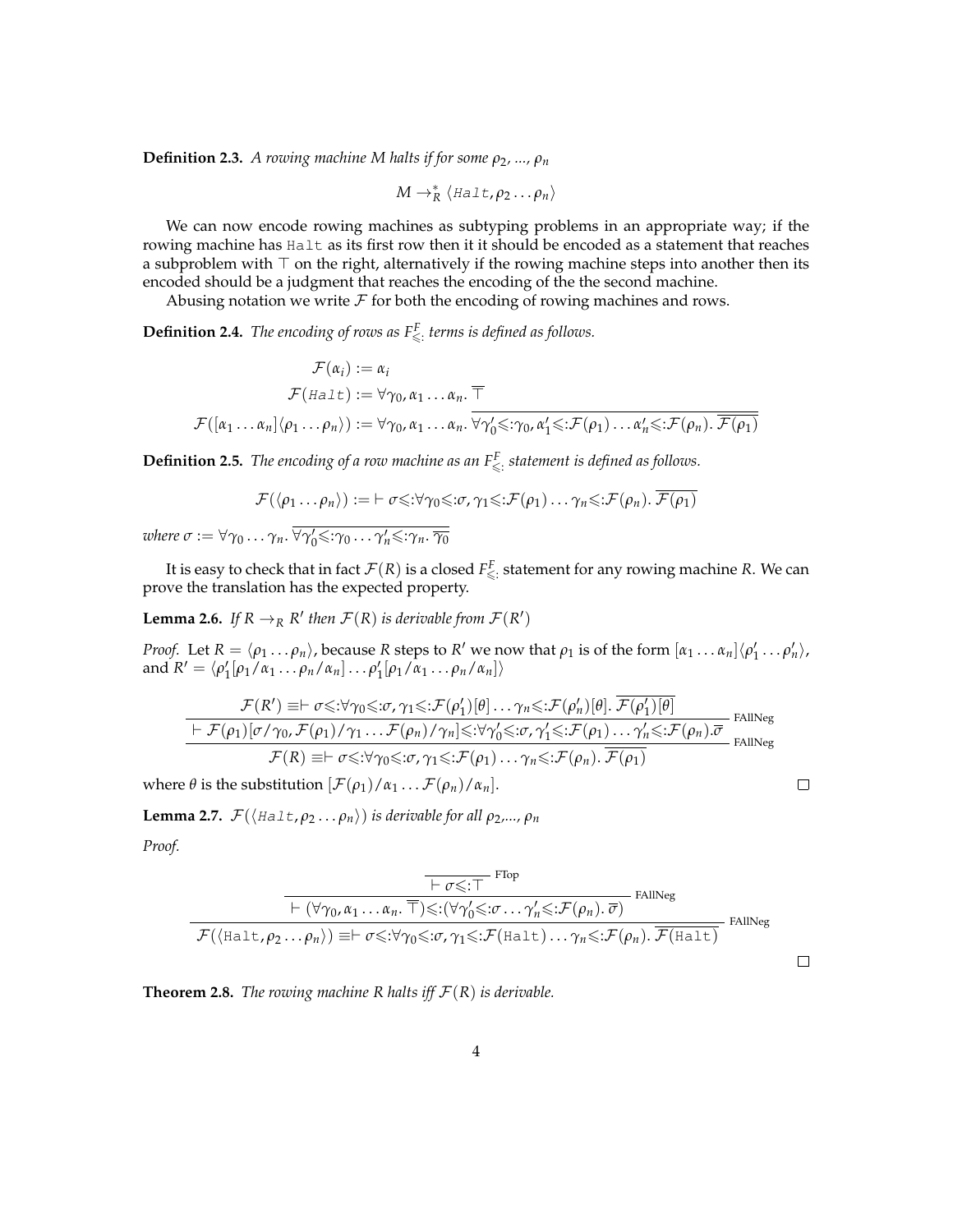**Definition 2.3.** *A rowing machine $M$ halts if for some $\rho_2$, ..., $\rho_n$*

$$M \to_R^* \langle \texttt{Halt}, \rho_2 \dots \rho_n \rangle$$

We can now encode rowing machines as subtyping problems in an appropriate way; if the rowing machine has Halt as its first row then it it should be encoded as a statement that reaches a subproblem with $\top$ on the right, alternatively if the rowing machine steps into another then its encoded should be a judgment that reaches the encoding of the the second machine.

Abusing notation we write $\mathcal{F}$ for both the encoding of rowing machines and rows.

**Definition 2.4.** *The encoding of rows as $F^F_{\leqslant:}$ terms is defined as follows.*

$$\begin{aligned}
\mathcal{F}(\alpha_i) &:= \alpha_i \\
\mathcal{F}(\texttt{Halt}) &:= \forall \gamma_0, \alpha_1 \dots \alpha_n.\ \overline{\top} \\
\mathcal{F}([\alpha_1 \dots \alpha_n]\langle \rho_1 \dots \rho_n \rangle) &:= \forall \gamma_0, \alpha_1 \dots \alpha_n.\ \overline{\forall \gamma_0' {\leqslant:} \gamma_0, \alpha_1' {\leqslant:} \mathcal{F}(\rho_1) \dots \alpha_n' {\leqslant:} \mathcal{F}(\rho_n).\ \overline{\mathcal{F}(\rho_1)}}
\end{aligned}$$

**Definition 2.5.** *The encoding of a row machine as an $F^F_{\leqslant:}$ statement is defined as follows.*

$$\mathcal{F}(\langle \rho_1 \dots \rho_n \rangle) := \vdash \sigma {\leqslant:} \forall \gamma_0 {\leqslant:} \sigma, \gamma_1 {\leqslant:} \mathcal{F}(\rho_1) \dots \gamma_n {\leqslant:} \mathcal{F}(\rho_n).\ \overline{\mathcal{F}(\rho_1)}$$

*where* $\sigma := \forall \gamma_0 \dots \gamma_n.\ \overline{\forall \gamma_0' {\leqslant:} \gamma_0 \dots \gamma_n' {\leqslant:} \gamma_n.\ \overline{\gamma_0}}$

It is easy to check that in fact $\mathcal{F}(R)$ is a closed $F^F_{\leqslant:}$ statement for any rowing machine $R$. We can prove the translation has the expected property.

**Lemma 2.6.** *If $R \to_R R'$ then $\mathcal{F}(R)$ is derivable from $\mathcal{F}(R')$*

*Proof.* Let $R = \langle \rho_1 \dots \rho_n \rangle$, because $R$ steps to $R'$ we now that $\rho_1$ is of the form $[\alpha_1 \dots \alpha_n]\langle \rho_1' \dots \rho_n' \rangle$, and $R' = \langle \rho_1'[\rho_1/\alpha_1 \dots \rho_n/\alpha_n] \dots \rho_1'[\rho_1/\alpha_1 \dots \rho_n/\alpha_n] \rangle$

$$\dfrac{\dfrac{\mathcal{F}(R') \equiv \vdash \sigma {\leqslant:} \forall \gamma_0 {\leqslant:} \sigma, \gamma_1 {\leqslant:} \mathcal{F}(\rho_1')[\theta] \dots \gamma_n {\leqslant:} \mathcal{F}(\rho_n')[\theta].\ \overline{\mathcal{F}(\rho_1')[\theta]}}{\vdash \mathcal{F}(\rho_1)[\sigma/\gamma_0, \mathcal{F}(\rho_1)/\gamma_1 \dots \mathcal{F}(\rho_n)/\gamma_n] {\leqslant:} \forall \gamma_0' {\leqslant:} \sigma, \gamma_1' {\leqslant:} \mathcal{F}(\rho_1) \dots \gamma_n' {\leqslant:} \mathcal{F}(\rho_n).\overline{\sigma}}\ \text{FAllNeg}}{\mathcal{F}(R) \equiv \vdash \sigma {\leqslant:} \forall \gamma_0 {\leqslant:} \sigma, \gamma_1 {\leqslant:} \mathcal{F}(\rho_1) \dots \gamma_n {\leqslant:} \mathcal{F}(\rho_n).\ \overline{\mathcal{F}(\rho_1)}}\ \text{FAllNeg}$$

where $\theta$ is the substitution $[\mathcal{F}(\rho_1)/\alpha_1 \dots \mathcal{F}(\rho_n)/\alpha_n]$. ∎

**Lemma 2.7.** *$\mathcal{F}(\langle \texttt{Halt}, \rho_2 \dots \rho_n \rangle)$ is derivable for all $\rho_2$,..., $\rho_n$*

*Proof.*

$$\dfrac{\dfrac{\dfrac{}{\vdash \sigma {\leqslant:} \top}\ \text{FTop}}{\vdash (\forall \gamma_0, \alpha_1 \dots \alpha_n.\ \overline{\top}) {\leqslant:} (\forall \gamma_0' {\leqslant:} \sigma \dots \gamma_n' {\leqslant:} \mathcal{F}(\rho_n).\ \overline{\sigma})}\ \text{FAllNeg}}{\mathcal{F}(\langle \texttt{Halt}, \rho_2 \dots \rho_n \rangle) \equiv \vdash \sigma {\leqslant:} \forall \gamma_0 {\leqslant:} \sigma, \gamma_1 {\leqslant:} \mathcal{F}(\texttt{Halt}) \dots \gamma_n {\leqslant:} \mathcal{F}(\rho_n).\ \overline{\mathcal{F}(\texttt{Halt})}}\ \text{FAllNeg}$$

∎

**Theorem 2.8.** *The rowing machine $R$ halts iff $\mathcal{F}(R)$ is derivable.*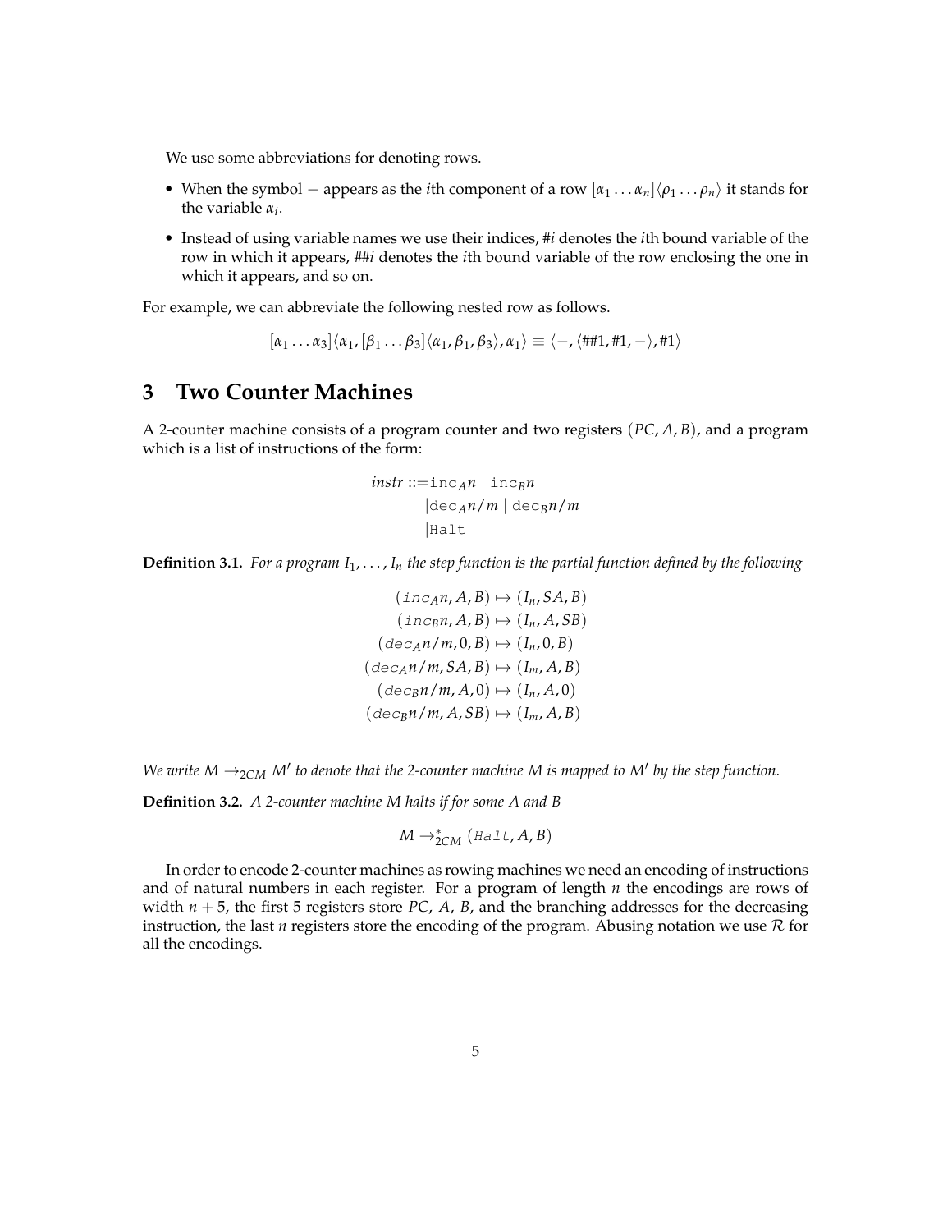We use some abbreviations for denoting rows.

- When the symbol $-$ appears as the $i$th component of a row $[\alpha_1 \ldots \alpha_n]\langle \rho_1 \ldots \rho_n \rangle$ it stands for the variable $\alpha_i$.
- Instead of using variable names we use their indices, $\#i$ denotes the $i$th bound variable of the row in which it appears, $\#\#i$ denotes the $i$th bound variable of the row enclosing the one in which it appears, and so on.

For example, we can abbreviate the following nested row as follows.

$$[\alpha_1 \ldots \alpha_3]\langle \alpha_1, [\beta_1 \ldots \beta_3]\langle \alpha_1, \beta_1, \beta_3 \rangle, \alpha_1 \rangle \equiv \langle -, \langle \#\#1, \#1, - \rangle, \#1 \rangle$$

# 3 Two Counter Machines

A 2-counter machine consists of a program counter and two registers $(PC, A, B)$, and a program which is a list of instructions of the form:

$$\begin{aligned} instr ::= & \texttt{inc}_A n \mid \texttt{inc}_B n \\ & \mid \texttt{dec}_A n/m \mid \texttt{dec}_B n/m \\ & \mid \texttt{Halt} \end{aligned}$$

**Definition 3.1.** *For a program $I_1, \ldots, I_n$ the step function is the partial function defined by the following*

$$\begin{aligned} (\mathit{inc}_A n, A, B) &\mapsto (I_n, SA, B) \\ (\mathit{inc}_B n, A, B) &\mapsto (I_n, A, SB) \\ (\mathit{dec}_A n/m, 0, B) &\mapsto (I_n, 0, B) \\ (\mathit{dec}_A n/m, SA, B) &\mapsto (I_m, A, B) \\ (\mathit{dec}_B n/m, A, 0) &\mapsto (I_n, A, 0) \\ (\mathit{dec}_B n/m, A, SB) &\mapsto (I_m, A, B) \end{aligned}$$

*We write $M \rightarrow_{2CM} M'$ to denote that the 2-counter machine $M$ is mapped to $M'$ by the step function.*

**Definition 3.2.** *A 2-counter machine $M$ halts if for some $A$ and $B$*

$$M \rightarrow^*_{2CM} (\mathit{Halt}, A, B)$$

In order to encode 2-counter machines as rowing machines we need an encoding of instructions and of natural numbers in each register. For a program of length $n$ the encodings are rows of width $n + 5$, the first 5 registers store $PC$, $A$, $B$, and the branching addresses for the decreasing instruction, the last $n$ registers store the encoding of the program. Abusing notation we use $\mathcal{R}$ for all the encodings.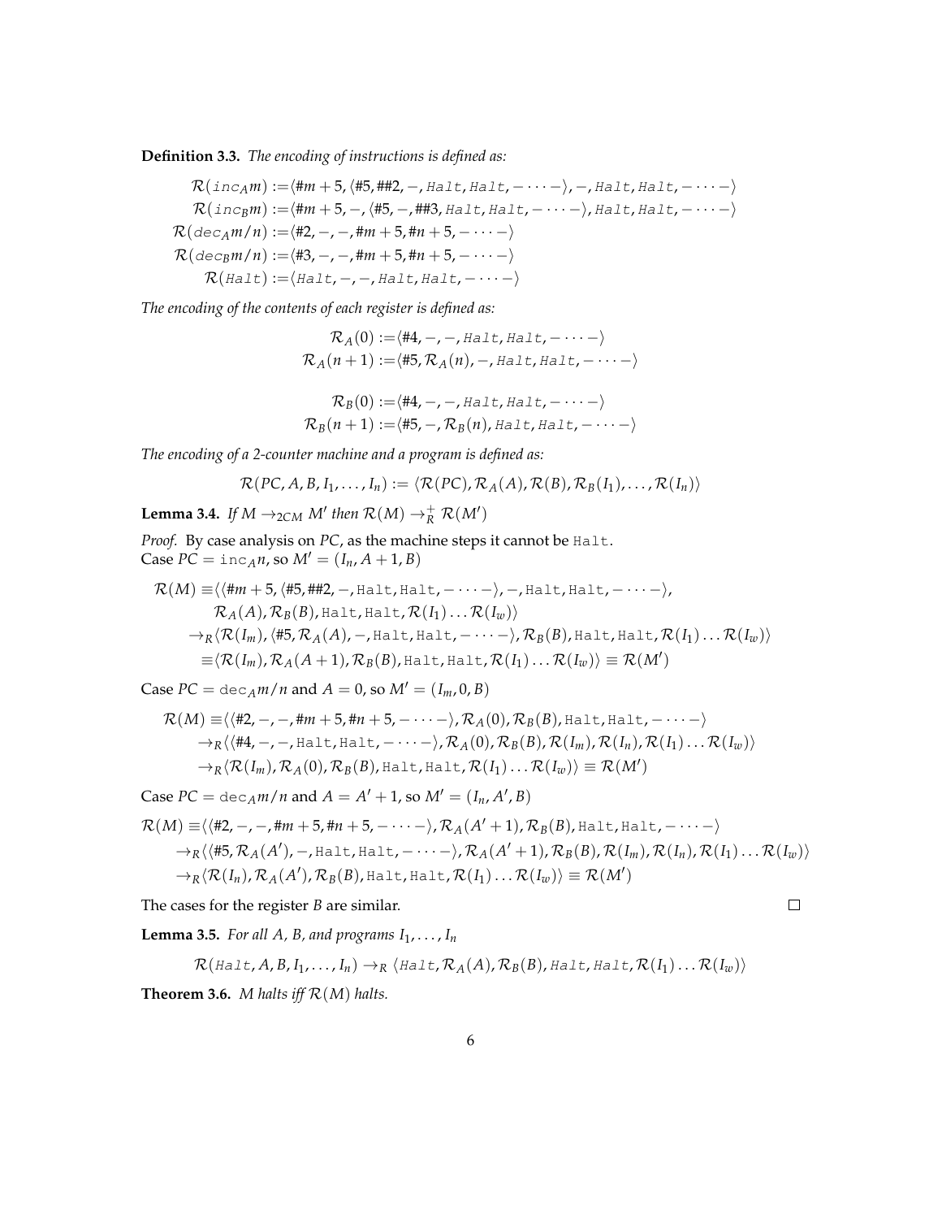**Definition 3.3.** *The encoding of instructions is defined as:*

$$
\begin{aligned}
\mathcal{R}(\texttt{inc}_A m) &:= \langle \#m+5, \langle \#5, \#\#2, -, \texttt{Halt}, \texttt{Halt}, - \cdots - \rangle, -, \texttt{Halt}, \texttt{Halt}, - \cdots - \rangle \\
\mathcal{R}(\texttt{inc}_B m) &:= \langle \#m+5, -, \langle \#5, -, \#\#3, \texttt{Halt}, \texttt{Halt}, - \cdots - \rangle, \texttt{Halt}, \texttt{Halt}, - \cdots - \rangle \\
\mathcal{R}(\texttt{dec}_A m/n) &:= \langle \#2, -, -, \#m+5, \#n+5, - \cdots - \rangle \\
\mathcal{R}(\texttt{dec}_B m/n) &:= \langle \#3, -, -, \#m+5, \#n+5, - \cdots - \rangle \\
\mathcal{R}(\texttt{Halt}) &:= \langle \texttt{Halt}, -, -, \texttt{Halt}, \texttt{Halt}, - \cdots - \rangle
\end{aligned}
$$

*The encoding of the contents of each register is defined as:*

$$
\begin{aligned}
\mathcal{R}_A(0) &:= \langle \#4, -, -, \texttt{Halt}, \texttt{Halt}, - \cdots - \rangle \\
\mathcal{R}_A(n+1) &:= \langle \#5, \mathcal{R}_A(n), -, \texttt{Halt}, \texttt{Halt}, - \cdots - \rangle
\end{aligned}
$$

$$
\begin{aligned}
\mathcal{R}_B(0) &:= \langle \#4, -, -, \texttt{Halt}, \texttt{Halt}, - \cdots - \rangle \\
\mathcal{R}_B(n+1) &:= \langle \#5, -, \mathcal{R}_B(n), \texttt{Halt}, \texttt{Halt}, - \cdots - \rangle
\end{aligned}
$$

*The encoding of a 2-counter machine and a program is defined as:*

$$
\mathcal{R}(PC, A, B, I_1, \ldots, I_n) := \langle \mathcal{R}(PC), \mathcal{R}_A(A), \mathcal{R}(B), \mathcal{R}_B(I_1), \ldots, \mathcal{R}(I_n) \rangle
$$

**Lemma 3.4.** *If $M \to_{2CM} M'$ then $\mathcal{R}(M) \to_R^+ \mathcal{R}(M')$*

*Proof.* By case analysis on $PC$, as the machine steps it cannot be Halt.
Case $PC = \texttt{inc}_A n$, so $M' = (I_n, A+1, B)$

$$
\begin{aligned}
\mathcal{R}(M) \equiv& \langle \langle \#m+5, \langle \#5, \#\#2, -, \texttt{Halt}, \texttt{Halt}, - \cdots - \rangle, -, \texttt{Halt}, \texttt{Halt}, - \cdots - \rangle, \\
& \mathcal{R}_A(A), \mathcal{R}_B(B), \texttt{Halt}, \texttt{Halt}, \mathcal{R}(I_1) \ldots \mathcal{R}(I_w) \rangle \\
& \to_R \langle \mathcal{R}(I_m), \langle \#5, \mathcal{R}_A(A), -, \texttt{Halt}, \texttt{Halt}, - \cdots - \rangle, \mathcal{R}_B(B), \texttt{Halt}, \texttt{Halt}, \mathcal{R}(I_1) \ldots \mathcal{R}(I_w) \rangle \\
& \equiv \langle \mathcal{R}(I_m), \mathcal{R}_A(A+1), \mathcal{R}_B(B), \texttt{Halt}, \texttt{Halt}, \mathcal{R}(I_1) \ldots \mathcal{R}(I_w) \rangle \equiv \mathcal{R}(M')
\end{aligned}
$$

Case $PC = \texttt{dec}_A m/n$ and $A = 0$, so $M' = (I_m, 0, B)$

$$
\begin{aligned}
\mathcal{R}(M) \equiv& \langle \langle \#2, -, -, \#m+5, \#n+5, - \cdots - \rangle, \mathcal{R}_A(0), \mathcal{R}_B(B), \texttt{Halt}, \texttt{Halt}, - \cdots - \rangle \\
& \to_R \langle \langle \#4, -, -, \texttt{Halt}, \texttt{Halt}, - \cdots - \rangle, \mathcal{R}_A(0), \mathcal{R}_B(B), \mathcal{R}(I_m), \mathcal{R}(I_n), \mathcal{R}(I_1) \ldots \mathcal{R}(I_w) \rangle \\
& \to_R \langle \mathcal{R}(I_m), \mathcal{R}_A(0), \mathcal{R}_B(B), \texttt{Halt}, \texttt{Halt}, \mathcal{R}(I_1) \ldots \mathcal{R}(I_w) \rangle \equiv \mathcal{R}(M')
\end{aligned}
$$

Case $PC = \texttt{dec}_A m/n$ and $A = A' + 1$, so $M' = (I_n, A', B)$

$$
\begin{aligned}
\mathcal{R}(M) \equiv& \langle \langle \#2, -, -, \#m+5, \#n+5, - \cdots - \rangle, \mathcal{R}_A(A'+1), \mathcal{R}_B(B), \texttt{Halt}, \texttt{Halt}, - \cdots - \rangle \\
& \to_R \langle \langle \#5, \mathcal{R}_A(A'), -, \texttt{Halt}, \texttt{Halt}, - \cdots - \rangle, \mathcal{R}_A(A'+1), \mathcal{R}_B(B), \mathcal{R}(I_m), \mathcal{R}(I_n), \mathcal{R}(I_1) \ldots \mathcal{R}(I_w) \rangle \\
& \to_R \langle \mathcal{R}(I_n), \mathcal{R}_A(A'), \mathcal{R}_B(B), \texttt{Halt}, \texttt{Halt}, \mathcal{R}(I_1) \ldots \mathcal{R}(I_w) \rangle \equiv \mathcal{R}(M')
\end{aligned}
$$

The cases for the register $B$ are similar. $\square$

**Lemma 3.5.** *For all $A$, $B$, and programs $I_1, \ldots, I_n$*

$$
\mathcal{R}(\texttt{Halt}, A, B, I_1, \ldots, I_n) \to_R \langle \texttt{Halt}, \mathcal{R}_A(A), \mathcal{R}_B(B), \texttt{Halt}, \texttt{Halt}, \mathcal{R}(I_1) \ldots \mathcal{R}(I_w) \rangle
$$

**Theorem 3.6.** *$M$ halts iff $\mathcal{R}(M)$ halts.*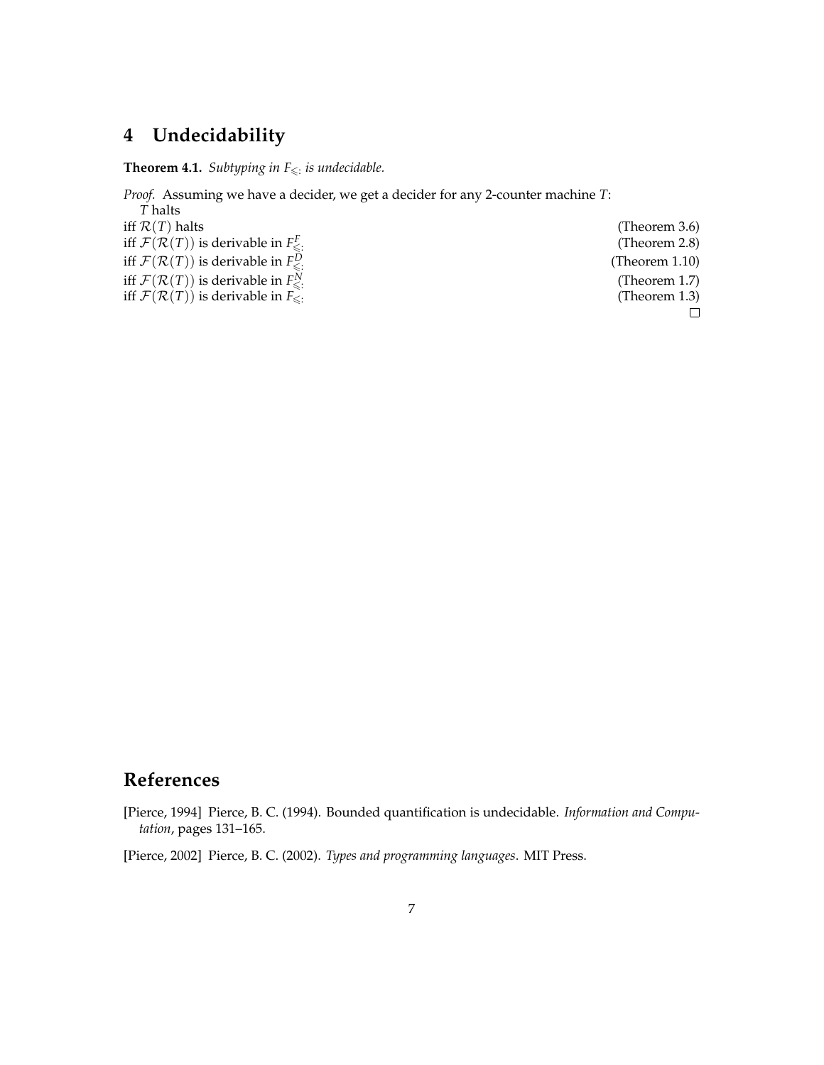# 4 Undecidability

**Theorem 4.1.** *Subtyping in $F_{\leqslant:}$ is undecidable.*

*Proof.* Assuming we have a decider, we get a decider for any 2-counter machine $T$:

$T$ halts
iff $\mathcal{R}(T)$ halts (Theorem 3.6)
iff $\mathcal{F}(\mathcal{R}(T))$ is derivable in $F^{F}_{\leqslant:}$ (Theorem 2.8)
iff $\mathcal{F}(\mathcal{R}(T))$ is derivable in $F^{D}_{\leqslant:}$ (Theorem 1.10)
iff $\mathcal{F}(\mathcal{R}(T))$ is derivable in $F^{N}_{\leqslant:}$ (Theorem 1.7)
iff $\mathcal{F}(\mathcal{R}(T))$ is derivable in $F_{\leqslant:}$ (Theorem 1.3)

□

# References

[Pierce, 1994] Pierce, B. C. (1994). Bounded quantification is undecidable. *Information and Computation*, pages 131–165.

[Pierce, 2002] Pierce, B. C. (2002). *Types and programming languages*. MIT Press.